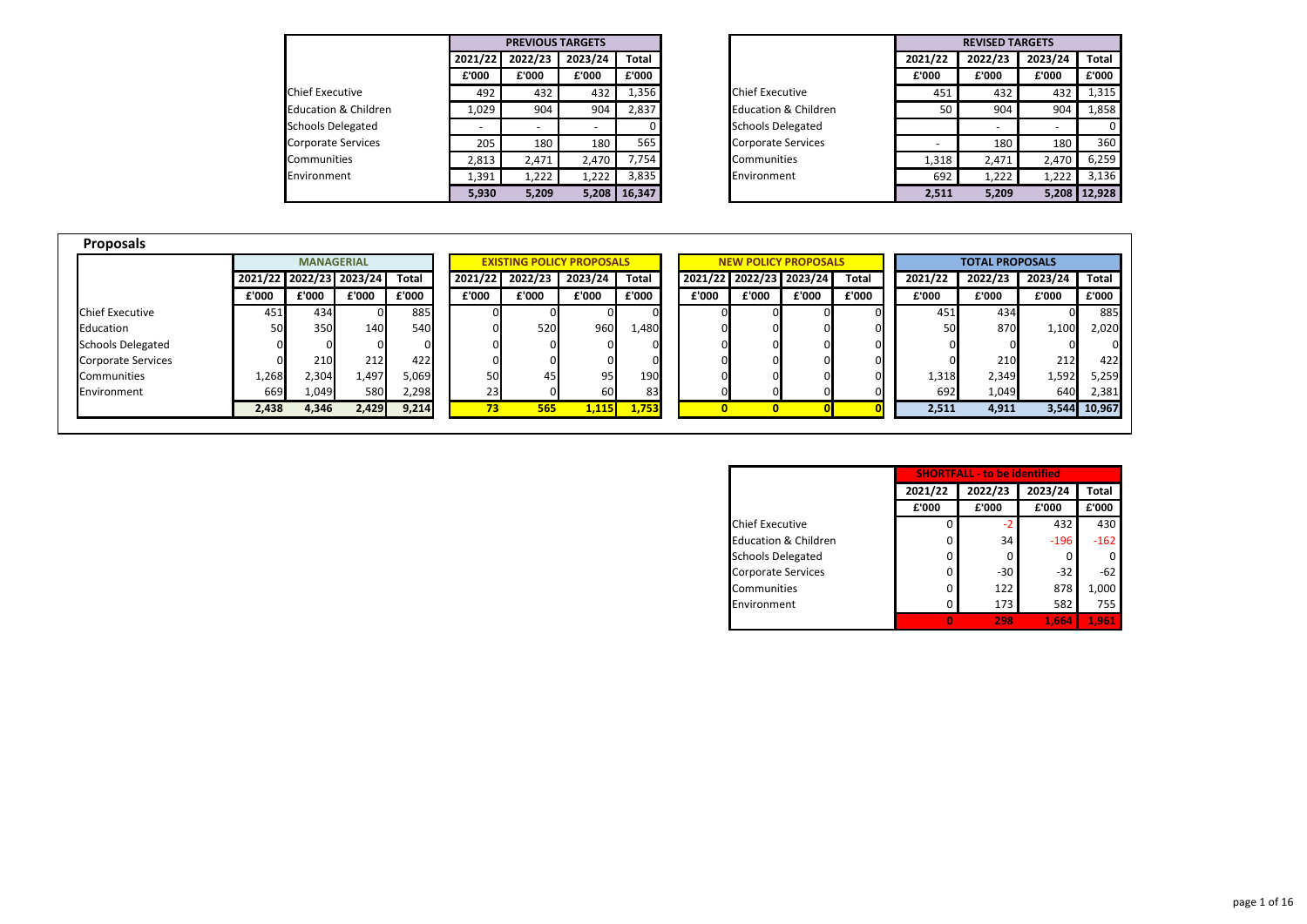| | PREVIOUS TARGETS | | | |
|---|---|---|---|---|
| | 2021/22 | 2022/23 | 2023/24 | Total |
| | £'000 | £'000 | £'000 | £'000 |
| Chief Executive | 492 | 432 | 432 | 1,356 |
| Education & Children | 1,029 | 904 | 904 | 2,837 |
| Schools Delegated | - | - | - | 0 |
| Corporate Services | 205 | 180 | 180 | 565 |
| Communities | 2,813 | 2,471 | 2,470 | 7,754 |
| Environment | 1,391 | 1,222 | 1,222 | 3,835 |
| | 5,930 | 5,209 | 5,208 | 16,347 |

| | REVISED TARGETS | | | |
|---|---|---|---|---|
| | 2021/22 | 2022/23 | 2023/24 | Total |
| | £'000 | £'000 | £'000 | £'000 |
| Chief Executive | 451 | 432 | 432 | 1,315 |
| Education & Children | 50 | 904 | 904 | 1,858 |
| Schools Delegated | | - | - | 0 |
| Corporate Services | - | 180 | 180 | 360 |
| Communities | 1,318 | 2,471 | 2,470 | 6,259 |
| Environment | 692 | 1,222 | 1,222 | 3,136 |
| | 2,511 | 5,209 | 5,208 | 12,928 |

## Proposals

| | MANAGERIAL | | | | EXISTING POLICY PROPOSALS | | | | NEW POLICY PROPOSALS | | | | TOTAL PROPOSALS | | | |
|---|---|---|---|---|---|---|---|---|---|---|---|---|---|---|---|---|
| | 2021/22 | 2022/23 | 2023/24 | Total | 2021/22 | 2022/23 | 2023/24 | Total | 2021/22 | 2022/23 | 2023/24 | Total | 2021/22 | 2022/23 | 2023/24 | Total |
| | £'000 | £'000 | £'000 | £'000 | £'000 | £'000 | £'000 | £'000 | £'000 | £'000 | £'000 | £'000 | £'000 | £'000 | £'000 | £'000 |
| Chief Executive | 451 | 434 | 0 | 885 | 0 | 0 | 0 | 0 | 0 | 0 | 0 | 0 | 451 | 434 | 0 | 885 |
| Education | 50 | 350 | 140 | 540 | 0 | 520 | 960 | 1,480 | 0 | 0 | 0 | 0 | 50 | 870 | 1,100 | 2,020 |
| Schools Delegated | 0 | 0 | 0 | 0 | 0 | 0 | 0 | 0 | 0 | 0 | 0 | 0 | 0 | 0 | 0 | 0 |
| Corporate Services | 0 | 210 | 212 | 422 | 0 | 0 | 0 | 0 | 0 | 0 | 0 | 0 | 0 | 210 | 212 | 422 |
| Communities | 1,268 | 2,304 | 1,497 | 5,069 | 50 | 45 | 95 | 190 | 0 | 0 | 0 | 0 | 1,318 | 2,349 | 1,592 | 5,259 |
| Environment | 669 | 1,049 | 580 | 2,298 | 23 | 0 | 60 | 83 | 0 | 0 | 0 | 0 | 692 | 1,049 | 640 | 2,381 |
| | 2,438 | 4,346 | 2,429 | 9,214 | 73 | 565 | 1,115 | 1,753 | 0 | 0 | 0 | 0 | 2,511 | 4,911 | 3,544 | 10,967 |

| | SHORTFALL - to be identified | | | |
|---|---|---|---|---|
| | 2021/22 | 2022/23 | 2023/24 | Total |
| | £'000 | £'000 | £'000 | £'000 |
| Chief Executive | 0 | -2 | 432 | 430 |
| Education & Children | 0 | 34 | -196 | -162 |
| Schools Delegated | 0 | 0 | 0 | 0 |
| Corporate Services | 0 | -30 | -32 | -62 |
| Communities | 0 | 122 | 878 | 1,000 |
| Environment | 0 | 173 | 582 | 755 |
| | 0 | 298 | 1,664 | 1,961 |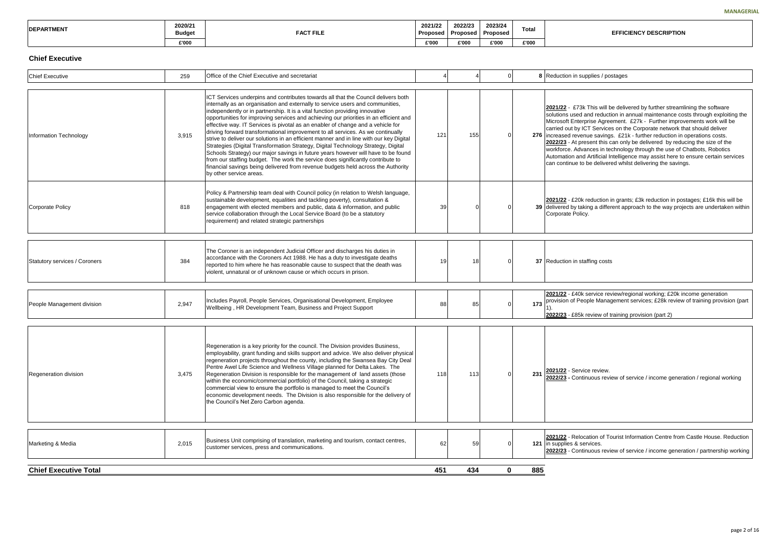MANAGERIAL

| DEPARTMENT | 2020/21 Budget | FACT FILE | 2021/22 Proposed | 2022/23 Proposed | 2023/24 Proposed | Total | EFFICIENCY DESCRIPTION |
|---|---|---|---|---|---|---|---|
| | £'000 | | £'000 | £'000 | £'000 | £'000 | |

## Chief Executive

| DEPARTMENT | 2020/21 Budget £'000 | FACT FILE | 2021/22 Proposed £'000 | 2022/23 Proposed £'000 | 2023/24 Proposed £'000 | Total £'000 | EFFICIENCY DESCRIPTION |
|---|---|---|---|---|---|---|---|
| Chief Executive | 259 | Office of the Chief Executive and secretariat | 4 | 4 | 0 | 8 | Reduction in supplies / postages |
| Information Technology | 3,915 | ICT Services underpins and contributes towards all that the Council delivers both internally as an organisation and externally to service users and communities, independently or in partnership. It is a vital function providing innovative opportunities for improving services and achieving our priorities in an efficient and effective way. IT Services is pivotal as an enabler of change and a vehicle for driving forward transformational improvement to all services. As we continually strive to deliver our solutions in an efficient manner and in line with our key Digital Strategies (Digital Transformation Strategy, Digital Technology Strategy, Digital Schools Strategy) our major savings in future years however will have to be found from our staffing budget. The work the service does significantly contribute to financial savings being delivered from revenue budgets held across the Authority by other service areas. | 121 | 155 | 0 | 276 | **2021/22** - £73k This will be delivered by further streamlining the software solutions used and reduction in annual maintenance costs through exploiting the Microsoft Enterprise Agreement. £27k - Further improvements work will be carried out by ICT Services on the Corporate network that should deliver increased revenue savings. £21k - further reduction in operations costs. **2022/23** - At present this can only be delivered by reducing the size of the workforce. Advances in technology through the use of Chatbots, Robotics Automation and Artificial Intelligence may assist here to ensure certain services can continue to be delivered whilst delivering the savings. |
| Corporate Policy | 818 | Policy & Partnership team deal with Council policy (in relation to Welsh language, sustainable development, equalities and tackling poverty), consultation & engagement with elected members and public, data & information, and public service collaboration through the Local Service Board (to be a statutory requirement) and related strategic partnerships | 39 | 0 | 0 | 39 | **2021/22** - £20k reduction in grants; £3k reduction in postages; £16k this will be delivered by taking a different approach to the way projects are undertaken within Corporate Policy. |
| Statutory services / Coroners | 384 | The Coroner is an independent Judicial Officer and discharges his duties in accordance with the Coroners Act 1988. He has a duty to investigate deaths reported to him where he has reasonable cause to suspect that the death was violent, unnatural or of unknown cause or which occurs in prison. | 19 | 18 | 0 | 37 | Reduction in staffing costs |
| People Management division | 2,947 | Includes Payroll, People Services, Organisational Development, Employee Wellbeing , HR Development Team, Business and Project Support | 88 | 85 | 0 | 173 | **2021/22** - £40k service review/regional working; £20k income generation provision of People Management services; £28k review of training provision (part 1). **2022/23** - £85k review of training provision (part 2) |
| Regeneration division | 3,475 | Regeneration is a key priority for the council. The Division provides Business, employability, grant funding and skills support and advice. We also deliver physical regeneration projects throughout the county, including the Swansea Bay City Deal Pentre Awel Life Science and Wellness Village planned for Delta Lakes. The Regeneration Division is responsible for the management of land assets (those within the economic/commercial portfolio) of the Council, taking a strategic commercial view to ensure the portfolio is managed to meet the Council's economic development needs. The Division is also responsible for the delivery of the Council's Net Zero Carbon agenda. | 118 | 113 | 0 | 231 | **2021/22** - Service review. **2022/23** - Continuous review of service / income generation / regional working |
| Marketing & Media | 2,015 | Business Unit comprising of translation, marketing and tourism, contact centres, customer services, press and communications. | 62 | 59 | 0 | 121 | **2021/22** - Relocation of Tourist Information Centre from Castle House. Reduction in supplies & services. **2022/23** - Continuous review of service / income generation / partnership working |
| **Chief Executive Total** | | | **451** | **434** | **0** | **885** | |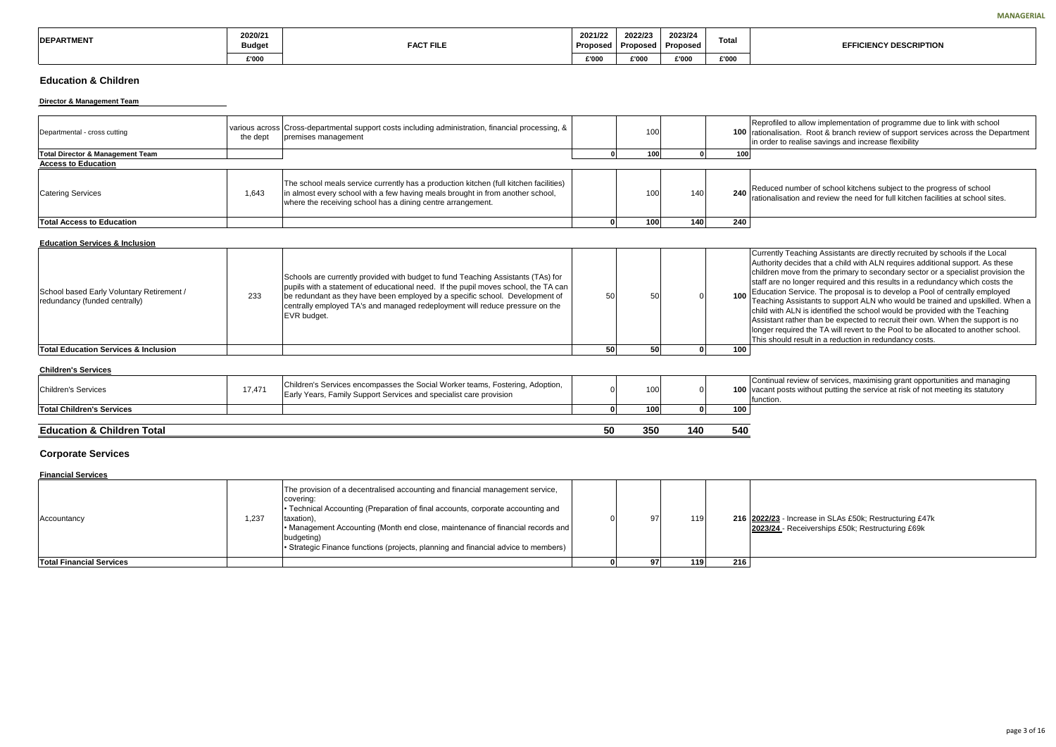| DEPARTMENT | 2020/21 Budget £'000 | FACT FILE | 2021/22 Proposed £'000 | 2022/23 Proposed £'000 | 2023/24 Proposed £'000 | Total £'000 | EFFICIENCY DESCRIPTION |
|---|---|---|---|---|---|---|---|

## Education & Children

### Director & Management Team

| DEPARTMENT | 2020/21 Budget £'000 | FACT FILE | 2021/22 Proposed £'000 | 2022/23 Proposed £'000 | 2023/24 Proposed £'000 | Total £'000 | EFFICIENCY DESCRIPTION |
|---|---|---|---|---|---|---|---|
| Departmental - cross cutting | various across the dept | Cross-departmental support costs including administration, financial processing, & premises management | | 100 | | **100** | Reprofiled to allow implementation of programme due to link with school rationalisation. Root & branch review of support services across the Department in order to realise savings and increase flexibility |
| **Total Director & Management Team** | | | **0** | **100** | **0** | **100** | |

### Access to Education

| DEPARTMENT | 2020/21 Budget £'000 | FACT FILE | 2021/22 Proposed £'000 | 2022/23 Proposed £'000 | 2023/24 Proposed £'000 | Total £'000 | EFFICIENCY DESCRIPTION |
|---|---|---|---|---|---|---|---|
| Catering Services | 1,643 | The school meals service currently has a production kitchen (full kitchen facilities) in almost every school with a few having meals brought in from another school, where the receiving school has a dining centre arrangement. | | 100 | 140 | **240** | Reduced number of school kitchens subject to the progress of school rationalisation and review the need for full kitchen facilities at school sites. |
| **Total Access to Education** | | | **0** | **100** | **140** | **240** | |

### Education Services & Inclusion

| DEPARTMENT | 2020/21 Budget £'000 | FACT FILE | 2021/22 Proposed £'000 | 2022/23 Proposed £'000 | 2023/24 Proposed £'000 | Total £'000 | EFFICIENCY DESCRIPTION |
|---|---|---|---|---|---|---|---|
| School based Early Voluntary Retirement / redundancy (funded centrally) | 233 | Schools are currently provided with budget to fund Teaching Assistants (TAs) for pupils with a statement of educational need. If the pupil moves school, the TA can be redundant as they have been employed by a specific school. Development of centrally employed TA's and managed redeployment will reduce pressure on the EVR budget. | 50 | 50 | 0 | **100** | Currently Teaching Assistants are directly recruited by schools if the Local Authority decides that a child with ALN requires additional support. As these children move from the primary to secondary sector or a specialist provision the staff are no longer required and this results in a redundancy which costs the Education Service. The proposal is to develop a Pool of centrally employed Teaching Assistants to support ALN who would be trained and upskilled. When a child with ALN is identified the school would be provided with the Teaching Assistant rather than be expected to recruit their own. When the support is no longer required the TA will revert to the Pool to be allocated to another school. This should result in a reduction in redundancy costs. |
| **Total Education Services & Inclusion** | | | **50** | **50** | **0** | **100** | |

### Children's Services

| DEPARTMENT | 2020/21 Budget £'000 | FACT FILE | 2021/22 Proposed £'000 | 2022/23 Proposed £'000 | 2023/24 Proposed £'000 | Total £'000 | EFFICIENCY DESCRIPTION |
|---|---|---|---|---|---|---|---|
| Children's Services | 17,471 | Children's Services encompasses the Social Worker teams, Fostering, Adoption, Early Years, Family Support Services and specialist care provision | 0 | 100 | 0 | **100** | Continual review of services, maximising grant opportunities and managing vacant posts without putting the service at risk of not meeting its statutory function. |
| **Total Children's Services** | | | **0** | **100** | **0** | **100** | |

| | | | 2021/22 | 2022/23 | 2023/24 | Total |
|---|---|---|---|---|---|---|
| **Education & Children Total** | | | **50** | **350** | **140** | **540** |

## Corporate Services

### Financial Services

| DEPARTMENT | 2020/21 Budget £'000 | FACT FILE | 2021/22 Proposed £'000 | 2022/23 Proposed £'000 | 2023/24 Proposed £'000 | Total £'000 | EFFICIENCY DESCRIPTION |
|---|---|---|---|---|---|---|---|
| Accountancy | 1,237 | The provision of a decentralised accounting and financial management service, covering:<br>• Technical Accounting (Preparation of final accounts, corporate accounting and taxation),<br>• Management Accounting (Month end close, maintenance of financial records and budgeting)<br>• Strategic Finance functions (projects, planning and financial advice to members) | 0 | 97 | 119 | **216** | **2022/23** - Increase in SLAs £50k; Restructuring £47k<br>**2023/24** - Receiverships £50k; Restructuring £69k |
| **Total Financial Services** | | | **0** | **97** | **119** | **216** | |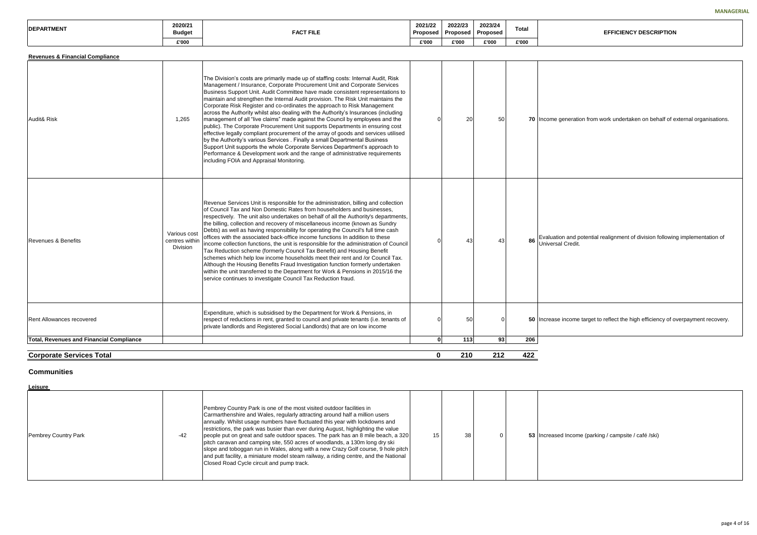| DEPARTMENT | 2020/21 Budget £'000 | FACT FILE | 2021/22 Proposed £'000 | 2022/23 Proposed £'000 | 2023/24 Proposed £'000 | Total £'000 | EFFICIENCY DESCRIPTION |
|---|---|---|---|---|---|---|---|
| **Revenues & Financial Compliance** | | | | | | | |
| Audit& Risk | 1,265 | The Division's costs are primarily made up of staffing costs: Internal Audit, Risk Management / Insurance, Corporate Procurement Unit and Corporate Services Business Support Unit. Audit Committee have made consistent representations to maintain and strengthen the Internal Audit provision. The Risk Unit maintains the Corporate Risk Register and co-ordinates the approach to Risk Management across the Authority whilst also dealing with the Authority's Insurances (including management of all "live claims" made against the Council by employees and the public). The Corporate Procurement Unit supports Departments in ensuring cost effective legally compliant procurement of the array of goods and services utilised by the Authority's various Services . Finally a small Departmental Business Support Unit supports the whole Corporate Services Department's approach to Performance & Development work and the range of administrative requirements including FOIA and Appraisal Monitoring. | 0 | 20 | 50 | 70 | Income generation from work undertaken on behalf of external organisations. |
| Revenues & Benefits | Various cost centres within Division | Revenue Services Unit is responsible for the administration, billing and collection of Council Tax and Non Domestic Rates from householders and businesses, respectively. The unit also undertakes on behalf of all the Authority's departments, the billing, collection and recovery of miscellaneous income (known as Sundry Debts) as well as having responsibility for operating the Council's full time cash offices with the associated back-office income functions In addition to these income collection functions, the unit is responsible for the administration of Council Tax Reduction scheme (formerly Council Tax Benefit) and Housing Benefit schemes which help low income households meet their rent and /or Council Tax. Although the Housing Benefits Fraud Investigation function formerly undertaken within the unit transferred to the Department for Work & Pensions in 2015/16 the service continues to investigate Council Tax Reduction fraud. | 0 | 43 | 43 | 86 | Evaluation and potential realignment of division following implementation of Universal Credit. |
| Rent Allowances recovered | | Expenditure, which is subsidised by the Department for Work & Pensions, in respect of reductions in rent, granted to council and private tenants (i.e. tenants of private landlords and Registered Social Landlords) that are on low income | 0 | 50 | 0 | 50 | Increase income target to reflect the high efficiency of overpayment recovery. |
| **Total, Revenues and Financial Compliance** | | | **0** | **113** | **93** | **206** | |
| **Corporate Services Total** | | | **0** | **210** | **212** | **422** | |

## Communities

**Leisure**

| DEPARTMENT | 2020/21 Budget £'000 | FACT FILE | 2021/22 Proposed £'000 | 2022/23 Proposed £'000 | 2023/24 Proposed £'000 | Total £'000 | EFFICIENCY DESCRIPTION |
|---|---|---|---|---|---|---|---|
| Pembrey Country Park | -42 | Pembrey Country Park is one of the most visited outdoor facilities in Carmarthenshire and Wales, regularly attracting around half a million users annually. Whilst usage numbers have fluctuated this year with lockdowns and restrictions, the park was busier than ever during August, highlighting the value people put on great and safe outdoor spaces. The park has an 8 mile beach, a 320 pitch caravan and camping site, 550 acres of woodlands, a 130m long dry ski slope and toboggan run in Wales, along with a new Crazy Golf course, 9 hole pitch and putt facility, a miniature model steam railway, a riding centre, and the National Closed Road Cycle circuit and pump track. | 15 | 38 | 0 | 53 | Increased Income (parking / campsite / café /ski) |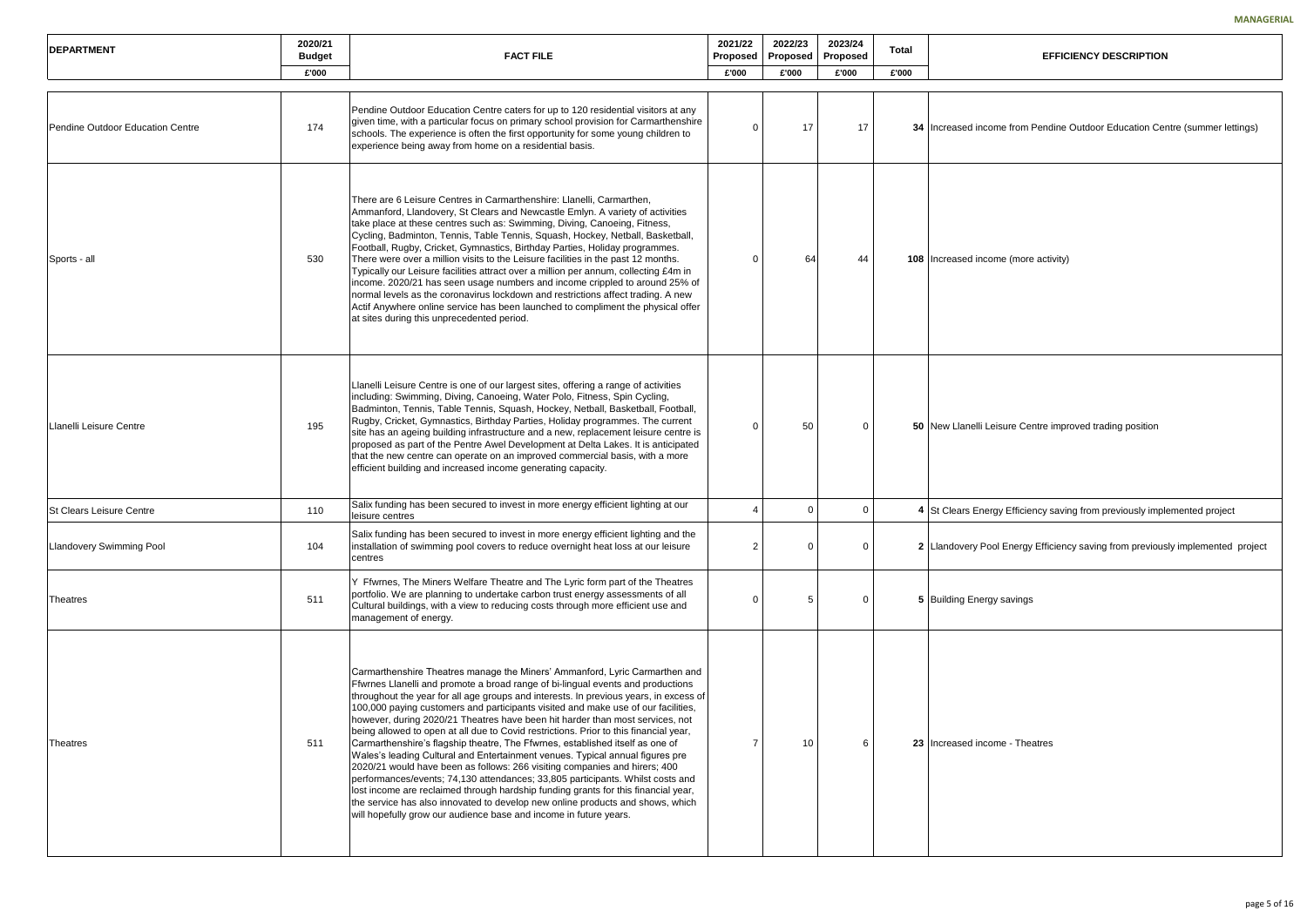**MANAGERIAL**

| DEPARTMENT | 2020/21 Budget £'000 | FACT FILE | 2021/22 Proposed £'000 | 2022/23 Proposed £'000 | 2023/24 Proposed £'000 | Total £'000 | EFFICIENCY DESCRIPTION |
|---|---|---|---|---|---|---|---|
| Pendine Outdoor Education Centre | 174 | Pendine Outdoor Education Centre caters for up to 120 residential visitors at any given time, with a particular focus on primary school provision for Carmarthenshire schools. The experience is often the first opportunity for some young children to experience being away from home on a residential basis. | 0 | 17 | 17 | **34** | Increased income from Pendine Outdoor Education Centre (summer lettings) |
| Sports - all | 530 | There are 6 Leisure Centres in Carmarthenshire: Llanelli, Carmarthen, Ammanford, Llandovery, St Clears and Newcastle Emlyn. A variety of activities take place at these centres such as: Swimming, Diving, Canoeing, Fitness, Cycling, Badminton, Tennis, Table Tennis, Squash, Hockey, Netball, Basketball, Football, Rugby, Cricket, Gymnastics, Birthday Parties, Holiday programmes. There were over a million visits to the Leisure facilities in the past 12 months. Typically our Leisure facilities attract over a million per annum, collecting £4m in income. 2020/21 has seen usage numbers and income crippled to around 25% of normal levels as the coronavirus lockdown and restrictions affect trading. A new Actif Anywhere online service has been launched to compliment the physical offer at sites during this unprecedented period. | 0 | 64 | 44 | **108** | Increased income (more activity) |
| Llanelli Leisure Centre | 195 | Llanelli Leisure Centre is one of our largest sites, offering a range of activities including: Swimming, Diving, Canoeing, Water Polo, Fitness, Spin Cycling, Badminton, Tennis, Table Tennis, Squash, Hockey, Netball, Basketball, Football, Rugby, Cricket, Gymnastics, Birthday Parties, Holiday programmes. The current site has an ageing building infrastructure and a new, replacement leisure centre is proposed as part of the Pentre Awel Development at Delta Lakes. It is anticipated that the new centre can operate on an improved commercial basis, with a more efficient building and increased income generating capacity. | 0 | 50 | 0 | **50** | New Llanelli Leisure Centre improved trading position |
| St Clears Leisure Centre | 110 | Salix funding has been secured to invest in more energy efficient lighting at our leisure centres | 4 | 0 | 0 | **4** | St Clears Energy Efficiency saving from previously implemented project |
| Llandovery Swimming Pool | 104 | Salix funding has been secured to invest in more energy efficient lighting and the installation of swimming pool covers to reduce overnight heat loss at our leisure centres | 2 | 0 | 0 | **2** | Llandovery Pool Energy Efficiency saving from previously implemented project |
| Theatres | 511 | Y Ffwrnes, The Miners Welfare Theatre and The Lyric form part of the Theatres portfolio. We are planning to undertake carbon trust energy assessments of all Cultural buildings, with a view to reducing costs through more efficient use and management of energy. | 0 | 5 | 0 | **5** | Building Energy savings |
| Theatres | 511 | Carmarthenshire Theatres manage the Miners' Ammanford, Lyric Carmarthen and Ffwrnes Llanelli and promote a broad range of bi-lingual events and productions throughout the year for all age groups and interests. In previous years, in excess of 100,000 paying customers and participants visited and make use of our facilities, however, during 2020/21 Theatres have been hit harder than most services, not being allowed to open at all due to Covid restrictions. Prior to this financial year, Carmarthenshire's flagship theatre, The Ffwrnes, established itself as one of Wales's leading Cultural and Entertainment venues. Typical annual figures pre 2020/21 would have been as follows: 266 visiting companies and hirers; 400 performances/events; 74,130 attendances; 33,805 participants. Whilst costs and lost income are reclaimed through hardship funding grants for this financial year, the service has also innovated to develop new online products and shows, which will hopefully grow our audience base and income in future years. | 7 | 10 | 6 | **23** | Increased income - Theatres |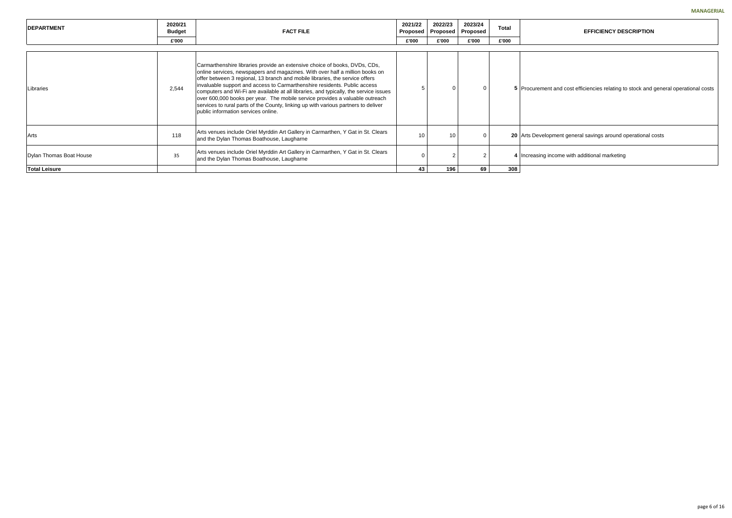| DEPARTMENT | 2020/21 Budget | FACT FILE | 2021/22 Proposed | 2022/23 Proposed | 2023/24 Proposed | Total | EFFICIENCY DESCRIPTION |
|---|---|---|---|---|---|---|---|
| | £'000 | | £'000 | £'000 | £'000 | £'000 | |
| Libraries | 2,544 | Carmarthenshire libraries provide an extensive choice of books, DVDs, CDs, online services, newspapers and magazines. With over half a million books on offer between 3 regional, 13 branch and mobile libraries, the service offers invaluable support and access to Carmarthenshire residents. Public access computers and Wi-Fi are available at all libraries, and typically, the service issues over 600,000 books per year. The mobile service provides a valuable outreach services to rural parts of the County, linking up with various partners to deliver public information services online. | 5 | 0 | 0 | **5** | Procurement and cost efficiencies relating to stock and general operational costs |
| Arts | 118 | Arts venues include Oriel Myrddin Art Gallery in Carmarthen, Y Gat in St. Clears and the Dylan Thomas Boathouse, Laugharne | 10 | 10 | 0 | **20** | Arts Development general savings around operational costs |
| Dylan Thomas Boat House | 35 | Arts venues include Oriel Myrddin Art Gallery in Carmarthen, Y Gat in St. Clears and the Dylan Thomas Boathouse, Laugharne | 0 | 2 | 2 | **4** | Increasing income with additional marketing |
| **Total Leisure** | | | **43** | **196** | **69** | **308** | |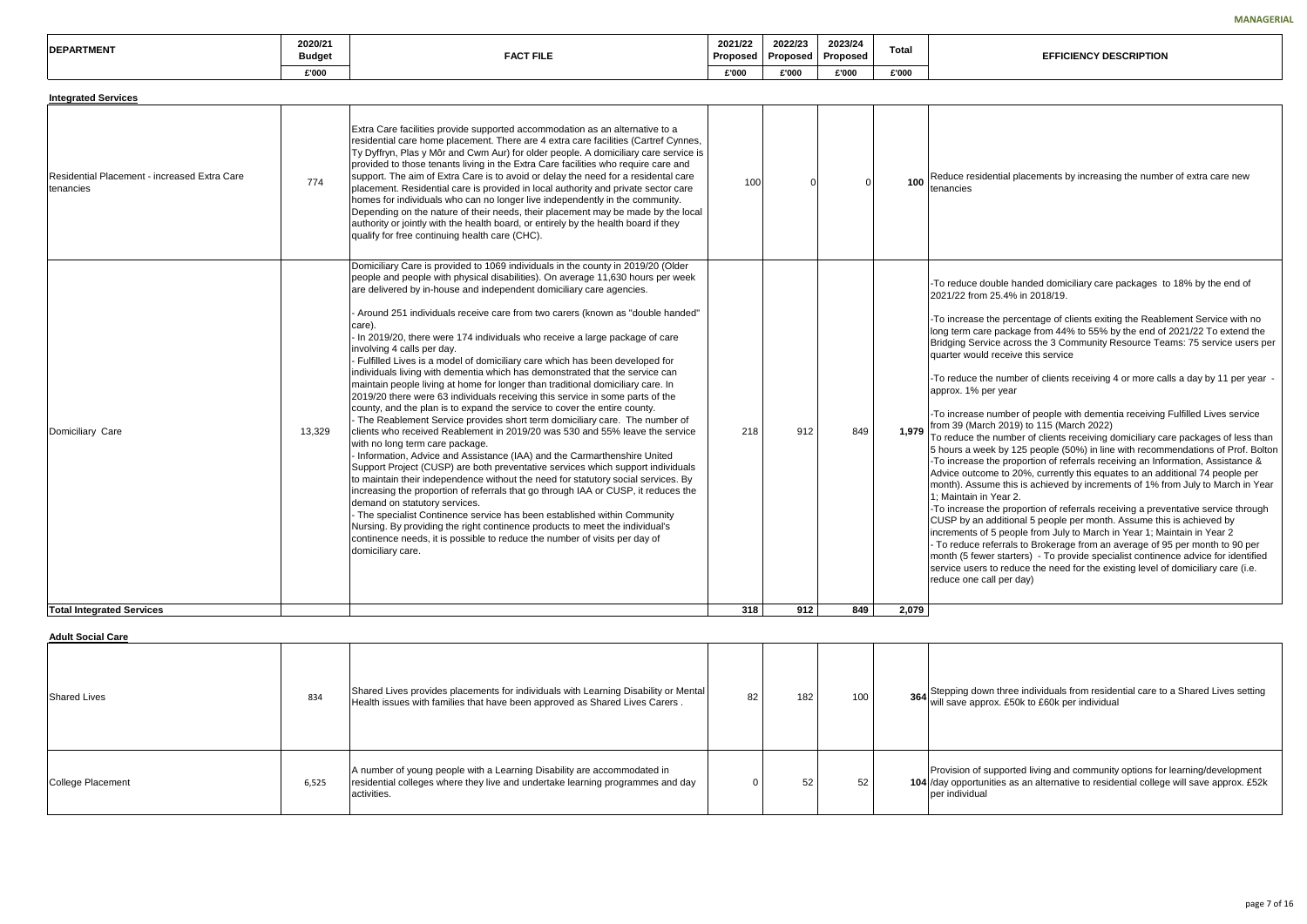MANAGERIAL

| DEPARTMENT | 2020/21 Budget | FACT FILE | 2021/22 Proposed | 2022/23 Proposed | 2023/24 Proposed | Total | EFFICIENCY DESCRIPTION |
|---|---|---|---|---|---|---|---|
| | £'000 | | £'000 | £'000 | £'000 | £'000 | |
| **Integrated Services** | | | | | | | |
| Residential Placement - increased Extra Care tenancies | 774 | Extra Care facilities provide supported accommodation as an alternative to a residential care home placement. There are 4 extra care facilities (Cartref Cynnes, Ty Dyffryn, Plas y Môr and Cwm Aur) for older people. A domiciliary care service is provided to those tenants living in the Extra Care facilities who require care and support. The aim of Extra Care is to avoid or delay the need for a residential care placement. Residential care is provided in local authority and private sector care homes for individuals who can no longer live independently in the community. Depending on the nature of their needs, their placement may be made by the local authority or jointly with the health board, or entirely by the health board if they qualify for free continuing health care (CHC). | 100 | 0 | 0 | **100** | Reduce residential placements by increasing the number of extra care new tenancies |
| Domiciliary Care | 13,329 | Domiciliary Care is provided to 1069 individuals in the county in 2019/20 (Older people and people with physical disabilities). On average 11,630 hours per week are delivered by in-house and independent domiciliary care agencies.<br><br>- Around 251 individuals receive care from two carers (known as "double handed" care).<br>- In 2019/20, there were 174 individuals who receive a large package of care involving 4 calls per day.<br>- Fulfilled Lives is a model of domiciliary care which has been developed for individuals living with dementia which has demonstrated that the service can maintain people living at home for longer than traditional domiciliary care. In 2019/20 there were 63 individuals receiving this service in some parts of the county, and the plan is to expand the service to cover the entire county.<br>- The Reablement Service provides short term domiciliary care. The number of clients who received Reablement in 2019/20 was 530 and 55% leave the service with no long term care package.<br>- Information, Advice and Assistance (IAA) and the Carmarthenshire United Support Project (CUSP) are both preventative services which support individuals to maintain their independence without the need for statutory social services. By increasing the proportion of referrals that go through IAA or CUSP, it reduces the demand on statutory services.<br>- The specialist Continence service has been established within Community Nursing. By providing the right continence products to meet the individual's continence needs, it is possible to reduce the number of visits per day of domiciliary care. | 218 | 912 | 849 | **1,979** | -To reduce double handed domiciliary care packages to 18% by the end of 2021/22 from 25.4% in 2018/19.<br><br>-To increase the percentage of clients exiting the Reablement Service with no long term care package from 44% to 55% by the end of 2021/22 To extend the Bridging Service across the 3 Community Resource Teams: 75 service users per quarter would receive this service<br><br>-To reduce the number of clients receiving 4 or more calls a day by 11 per year - approx. 1% per year<br><br>-To increase number of people with dementia receiving Fulfilled Lives service from 39 (March 2019) to 115 (March 2022)<br>To reduce the number of clients receiving domiciliary care packages of less than 5 hours a week by 125 people (50%) in line with recommendations of Prof. Bolton<br>-To increase the proportion of referrals receiving an Information, Assistance & Advice outcome to 20%, currently this equates to an additional 74 people per month). Assume this is achieved by increments of 1% from July to March in Year 1; Maintain in Year 2.<br>-To increase the proportion of referrals receiving a preventative service through CUSP by an additional 5 people per month. Assume this is achieved by increments of 5 people from July to March in Year 1; Maintain in Year 2<br>- To reduce referrals to Brokerage from an average of 95 per month to 90 per month (5 fewer starters) - To provide specialist continence advice for identified service users to reduce the need for the existing level of domiciliary care (i.e. reduce one call per day) |
| **Total Integrated Services** | | | **318** | **912** | **849** | **2,079** | |
| **Adult Social Care** | | | | | | | |
| Shared Lives | 834 | Shared Lives provides placements for individuals with Learning Disability or Mental Health issues with families that have been approved as Shared Lives Carers . | 82 | 182 | 100 | **364** | Stepping down three individuals from residential care to a Shared Lives setting will save approx. £50k to £60k per individual |
| College Placement | 6,525 | A number of young people with a Learning Disability are accommodated in residential colleges where they live and undertake learning programmes and day activities. | 0 | 52 | 52 | **104** | Provision of supported living and community options for learning/development /day opportunities as an alternative to residential college will save approx. £52k per individual |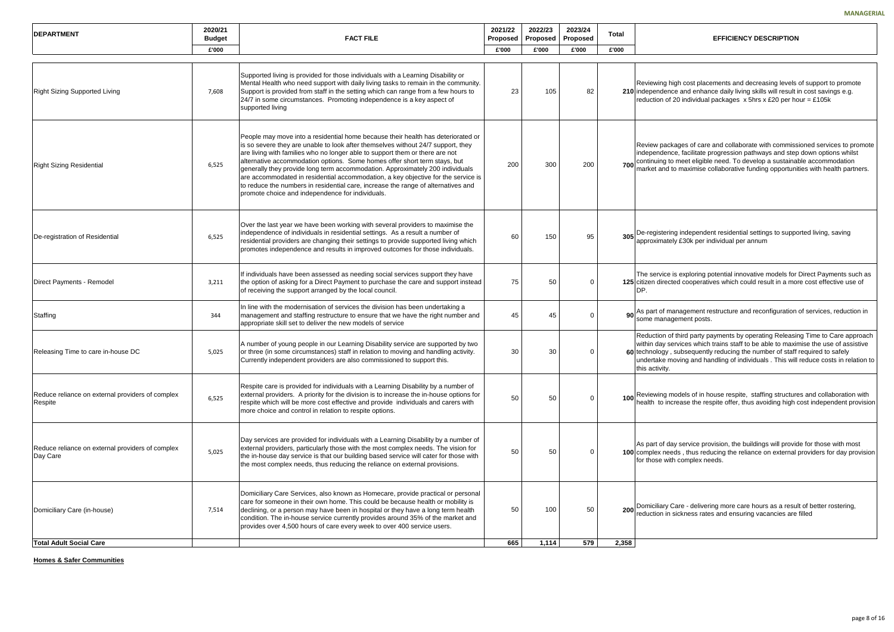**MANAGERIAL**

| DEPARTMENT | 2020/21 Budget | FACT FILE | 2021/22 Proposed | 2022/23 Proposed | 2023/24 Proposed | Total | EFFICIENCY DESCRIPTION |
|---|---|---|---|---|---|---|---|
| | £'000 | | £'000 | £'000 | £'000 | £'000 | |
| Right Sizing Supported Living | 7,608 | Supported living is provided for those individuals with a Learning Disability or Mental Health who need support with daily living tasks to remain in the community. Support is provided from staff in the setting which can range from a few hours to 24/7 in some circumstances. Promoting independence is a key aspect of supported living | 23 | 105 | 82 | 210 | Reviewing high cost placements and decreasing levels of support to promote independence and enhance daily living skills will result in cost savings e.g. reduction of 20 individual packages x 5hrs x £20 per hour = £105k |
| Right Sizing Residential | 6,525 | People may move into a residential home because their health has deteriorated or is so severe they are unable to look after themselves without 24/7 support, they are living with families who no longer able to support them or there are not alternative accommodation options. Some homes offer short term stays, but generally they provide long term accommodation. Approximately 200 individuals are accommodated in residential accommodation, a key objective for the service is to reduce the numbers in residential care, increase the range of alternatives and promote choice and independence for individuals. | 200 | 300 | 200 | 700 | Review packages of care and collaborate with commissioned services to promote independence, facilitate progression pathways and step down options whilst continuing to meet eligible need. To develop a sustainable accommodation market and to maximise collaborative funding opportunities with health partners. |
| De-registration of Residential | 6,525 | Over the last year we have been working with several providers to maximise the independence of individuals in residential settings. As a result a number of residential providers are changing their settings to provide supported living which promotes independence and results in improved outcomes for those individuals. | 60 | 150 | 95 | 305 | De-registering independent residential settings to supported living, saving approximately £30k per individual per annum |
| Direct Payments - Remodel | 3,211 | If individuals have been assessed as needing social services support they have the option of asking for a Direct Payment to purchase the care and support instead of receiving the support arranged by the local council. | 75 | 50 | 0 | 125 | The service is exploring potential innovative models for Direct Payments such as citizen directed cooperatives which could result in a more cost effective use of DP. |
| Staffing | 344 | In line with the modernisation of services the division has been undertaking a management and staffing restructure to ensure that we have the right number and appropriate skill set to deliver the new models of service | 45 | 45 | 0 | 90 | As part of management restructure and reconfiguration of services, reduction in some management posts. |
| Releasing Time to care in-house DC | 5,025 | A number of young people in our Learning Disability service are supported by two or three (in some circumstances) staff in relation to moving and handling activity. Currently independent providers are also commissioned to support this. | 30 | 30 | 0 | 60 | Reduction of third party payments by operating Releasing Time to Care approach within day services which trains staff to be able to maximise the use of assistive technology , subsequently reducing the number of staff required to safely undertake moving and handling of individuals . This will reduce costs in relation to this activity. |
| Reduce reliance on external providers of complex Respite | 6,525 | Respite care is provided for individuals with a Learning Disability by a number of external providers. A priority for the division is to increase the in-house options for respite which will be more cost effective and provide individuals and carers with more choice and control in relation to respite options. | 50 | 50 | 0 | 100 | Reviewing models of in house respite, staffing structures and collaboration with health to increase the respite offer, thus avoiding high cost independent provision |
| Reduce reliance on external providers of complex Day Care | 5,025 | Day services are provided for individuals with a Learning Disability by a number of external providers, particularly those with the most complex needs. The vision for the in-house day service is that our building based service will cater for those with the most complex needs, thus reducing the reliance on external provisions. | 50 | 50 | 0 | 100 | As part of day service provision, the buildings will provide for those with most complex needs , thus reducing the reliance on external providers for day provision for those with complex needs. |
| Domiciliary Care (in-house) | 7,514 | Domiciliary Care Services, also known as Homecare, provide practical or personal care for someone in their own home. This could be because health or mobility is declining, or a person may have been in hospital or they have a long term health condition. The in-house service currently provides around 35% of the market and provides over 4,500 hours of care every week to over 400 service users. | 50 | 100 | 50 | 200 | Domiciliary Care - delivering more care hours as a result of better rostering, reduction in sickness rates and ensuring vacancies are filled |
| **Total Adult Social Care** | | | **665** | **1,114** | **579** | **2,358** | |

**Homes & Safer Communities**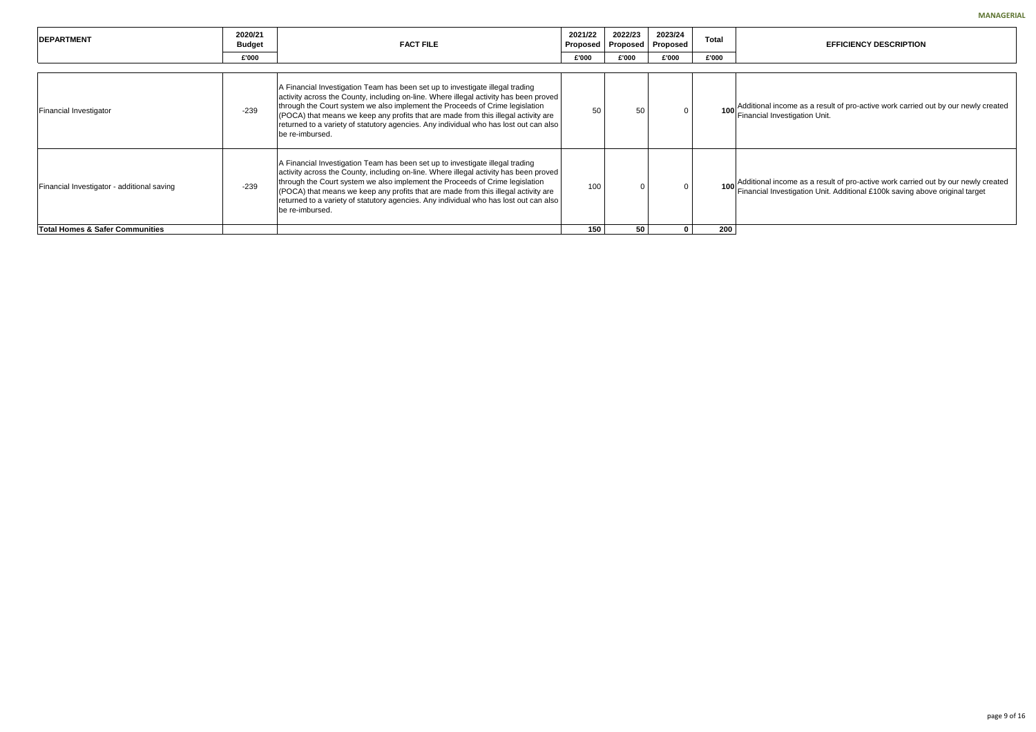MANAGERIAL

| DEPARTMENT | 2020/21 Budget | FACT FILE | 2021/22 Proposed | 2022/23 Proposed | 2023/24 Proposed | Total | EFFICIENCY DESCRIPTION |
|---|---|---|---|---|---|---|---|
| | £'000 | | £'000 | £'000 | £'000 | £'000 | |
| Financial Investigator | -239 | A Financial Investigation Team has been set up to investigate illegal trading activity across the County, including on-line. Where illegal activity has been proved through the Court system we also implement the Proceeds of Crime legislation (POCA) that means we keep any profits that are made from this illegal activity are returned to a variety of statutory agencies. Any individual who has lost out can also be re-imbursed. | 50 | 50 | 0 | **100** | Additional income as a result of pro-active work carried out by our newly created Financial Investigation Unit. |
| Financial Investigator - additional saving | -239 | A Financial Investigation Team has been set up to investigate illegal trading activity across the County, including on-line. Where illegal activity has been proved through the Court system we also implement the Proceeds of Crime legislation (POCA) that means we keep any profits that are made from this illegal activity are returned to a variety of statutory agencies. Any individual who has lost out can also be re-imbursed. | 100 | 0 | 0 | **100** | Additional income as a result of pro-active work carried out by our newly created Financial Investigation Unit. Additional £100k saving above original target |
| **Total Homes & Safer Communities** | | | **150** | **50** | **0** | **200** | |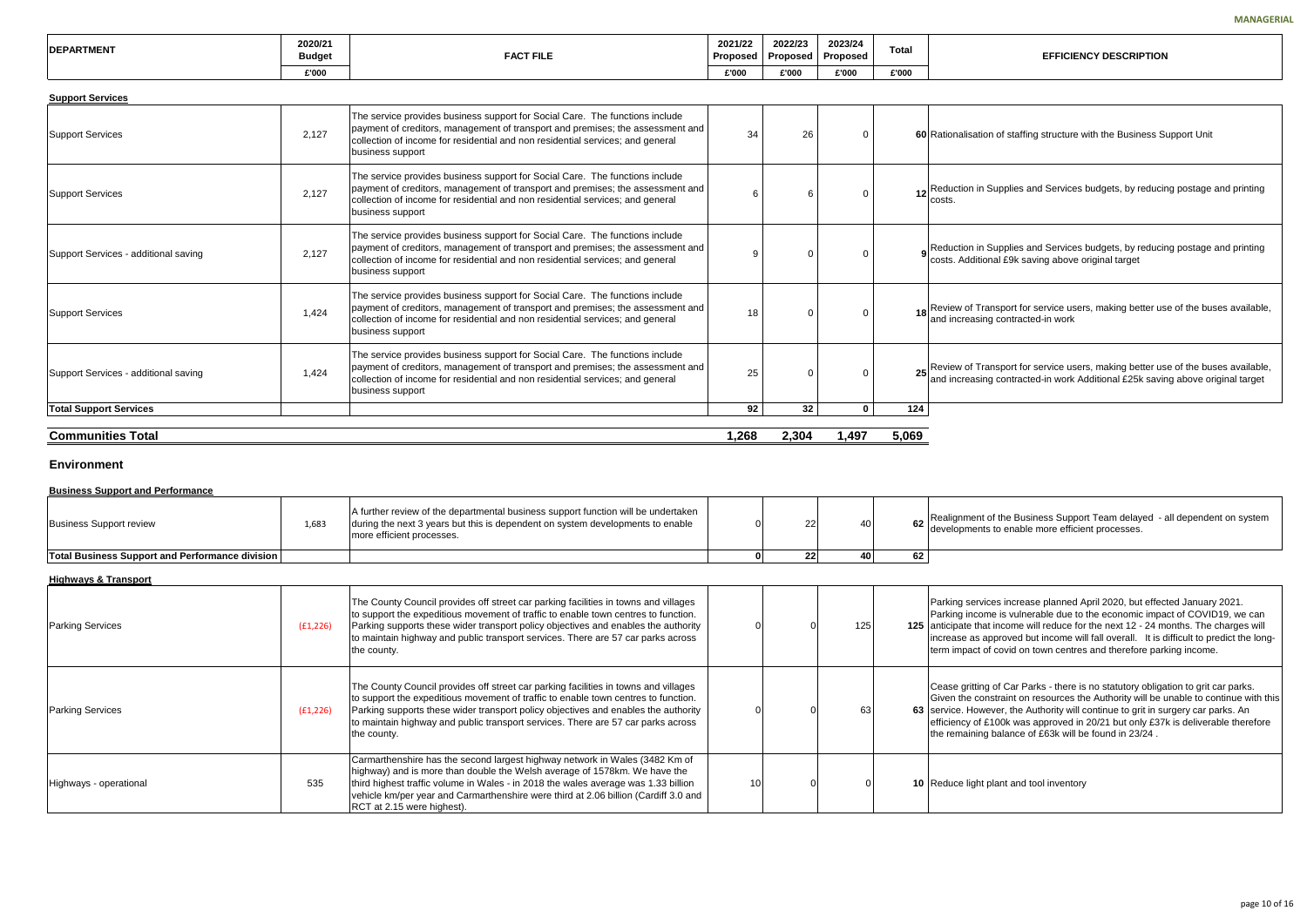MANAGERIAL

| DEPARTMENT | 2020/21 Budget | FACT FILE | 2021/22 Proposed | 2022/23 Proposed | 2023/24 Proposed | Total | EFFICIENCY DESCRIPTION |
|---|---|---|---|---|---|---|---|
| | £'000 | | £'000 | £'000 | £'000 | £'000 | |
| **Support Services** | | | | | | | |
| Support Services | 2,127 | The service provides business support for Social Care. The functions include payment of creditors, management of transport and premises; the assessment and collection of income for residential and non residential services; and general business support | 34 | 26 | 0 | 60 | Rationalisation of staffing structure with the Business Support Unit |
| Support Services | 2,127 | The service provides business support for Social Care. The functions include payment of creditors, management of transport and premises; the assessment and collection of income for residential and non residential services; and general business support | 6 | 6 | 0 | 12 | Reduction in Supplies and Services budgets, by reducing postage and printing costs. |
| Support Services - additional saving | 2,127 | The service provides business support for Social Care. The functions include payment of creditors, management of transport and premises; the assessment and collection of income for residential and non residential services; and general business support | 9 | 0 | 0 | 9 | Reduction in Supplies and Services budgets, by reducing postage and printing costs. Additional £9k saving above original target |
| Support Services | 1,424 | The service provides business support for Social Care. The functions include payment of creditors, management of transport and premises; the assessment and collection of income for residential and non residential services; and general business support | 18 | 0 | 0 | 18 | Review of Transport for service users, making better use of the buses available, and increasing contracted-in work |
| Support Services - additional saving | 1,424 | The service provides business support for Social Care. The functions include payment of creditors, management of transport and premises; the assessment and collection of income for residential and non residential services; and general business support | 25 | 0 | 0 | 25 | Review of Transport for service users, making better use of the buses available, and increasing contracted-in work Additional £25k saving above original target |
| **Total Support Services** | | | **92** | **32** | **0** | **124** | |
| **Communities Total** | | | **1,268** | **2,304** | **1,497** | **5,069** | |

## Environment

| DEPARTMENT | 2020/21 Budget | FACT FILE | 2021/22 Proposed | 2022/23 Proposed | 2023/24 Proposed | Total | EFFICIENCY DESCRIPTION |
|---|---|---|---|---|---|---|---|
| **Business Support and Performance** | | | | | | | |
| Business Support review | 1,683 | A further review of the departmental business support function will be undertaken during the next 3 years but this is dependent on system developments to enable more efficient processes. | 0 | 22 | 40 | 62 | Realignment of the Business Support Team delayed - all dependent on system developments to enable more efficient processes. |
| **Total Business Support and Performance division** | | | **0** | **22** | **40** | **62** | |
| **Highways & Transport** | | | | | | | |
| Parking Services | (£1,226) | The County Council provides off street car parking facilities in towns and villages to support the expeditious movement of traffic to enable town centres to function. Parking supports these wider transport policy objectives and enables the authority to maintain highway and public transport services. There are 57 car parks across the county. | 0 | 0 | 125 | 125 | Parking services increase planned April 2020, but effected January 2021. Parking income is vulnerable due to the economic impact of COVID19, we can anticipate that income will reduce for the next 12 - 24 months. The charges will increase as approved but income will fall overall. It is difficult to predict the long-term impact of covid on town centres and therefore parking income. |
| Parking Services | (£1,226) | The County Council provides off street car parking facilities in towns and villages to support the expeditious movement of traffic to enable town centres to function. Parking supports these wider transport policy objectives and enables the authority to maintain highway and public transport services. There are 57 car parks across the county. | 0 | 0 | 63 | 63 | Cease gritting of Car Parks - there is no statutory obligation to grit car parks. Given the constraint on resources the Authority will be unable to continue with this service. However, the Authority will continue to grit in surgery car parks. An efficiency of £100k was approved in 20/21 but only £37k is deliverable therefore the remaining balance of £63k will be found in 23/24 . |
| Highways - operational | 535 | Carmarthenshire has the second largest highway network in Wales (3482 Km of highway) and is more than double the Welsh average of 1578km. We have the third highest traffic volume in Wales - in 2018 the wales average was 1.33 billion vehicle km/per year and Carmarthenshire were third at 2.06 billion (Cardiff 3.0 and RCT at 2.15 were highest). | 10 | 0 | 0 | 10 | Reduce light plant and tool inventory |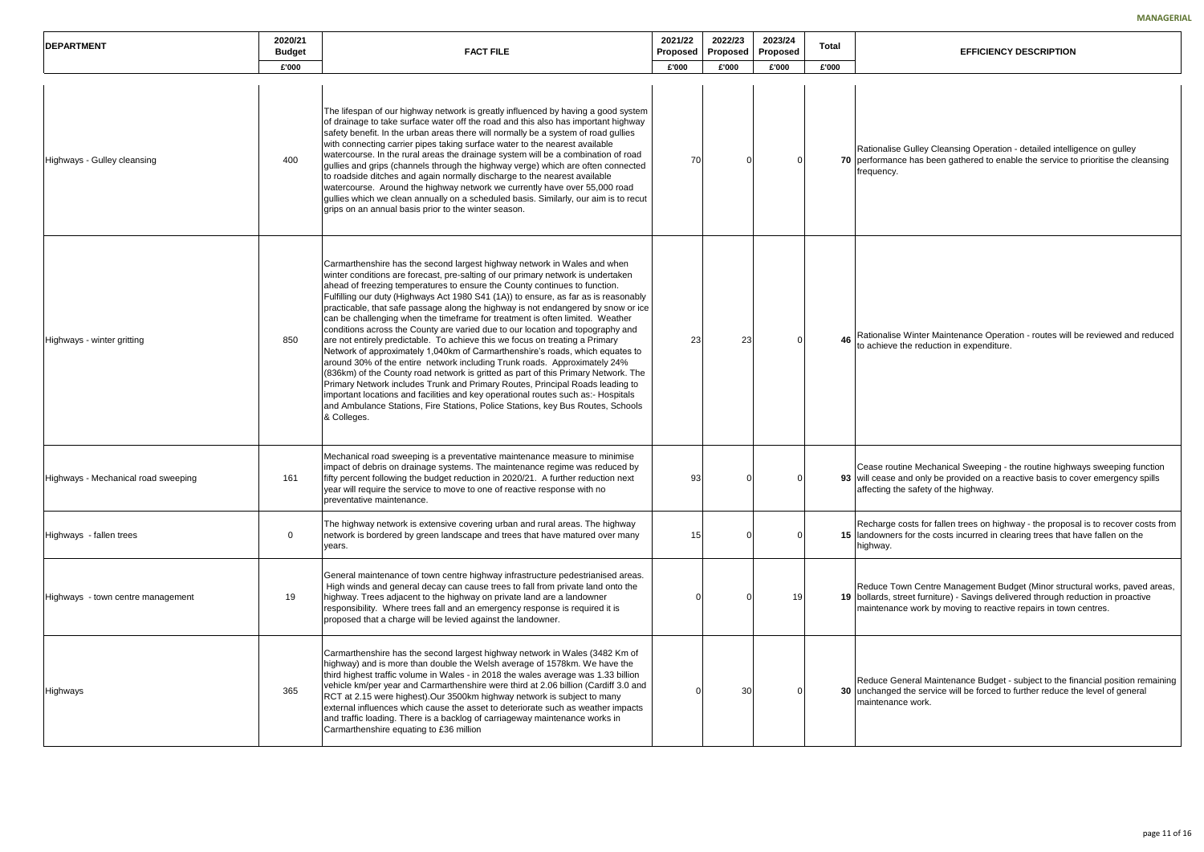**MANAGERIAL**

| DEPARTMENT | 2020/21 Budget £'000 | FACT FILE | 2021/22 Proposed £'000 | 2022/23 Proposed £'000 | 2023/24 Proposed £'000 | Total £'000 | EFFICIENCY DESCRIPTION |
|---|---|---|---|---|---|---|---|
| Highways - Gulley cleansing | 400 | The lifespan of our highway network is greatly influenced by having a good system of drainage to take surface water off the road and this also has important highway safety benefit. In the urban areas there will normally be a system of road gullies with connecting carrier pipes taking surface water to the nearest available watercourse. In the rural areas the drainage system will be a combination of road gullies and grips (channels through the highway verge) which are often connected to roadside ditches and again normally discharge to the nearest available watercourse. Around the highway network we currently have over 55,000 road gullies which we clean annually on a scheduled basis. Similarly, our aim is to recut grips on an annual basis prior to the winter season. | 70 | 0 | 0 | **70** | Rationalise Gulley Cleansing Operation - detailed intelligence on gulley performance has been gathered to enable the service to prioritise the cleansing frequency. |
| Highways - winter gritting | 850 | Carmarthenshire has the second largest highway network in Wales and when winter conditions are forecast, pre-salting of our primary network is undertaken ahead of freezing temperatures to ensure the County continues to function. Fulfilling our duty (Highways Act 1980 S41 (1A)) to ensure, as far as is reasonably practicable, that safe passage along the highway is not endangered by snow or ice can be challenging when the timeframe for treatment is often limited. Weather conditions across the County are varied due to our location and topography and are not entirely predictable. To achieve this we focus on treating a Primary Network of approximately 1,040km of Carmarthenshire's roads, which equates to around 30% of the entire network including Trunk roads. Approximately 24% (836km) of the County road network is gritted as part of this Primary Network. The Primary Network includes Trunk and Primary Routes, Principal Roads leading to important locations and facilities and key operational routes such as:- Hospitals and Ambulance Stations, Fire Stations, Police Stations, key Bus Routes, Schools & Colleges. | 23 | 23 | 0 | **46** | Rationalise Winter Maintenance Operation - routes will be reviewed and reduced to achieve the reduction in expenditure. |
| Highways - Mechanical road sweeping | 161 | Mechanical road sweeping is a preventative maintenance measure to minimise impact of debris on drainage systems. The maintenance regime was reduced by fifty percent following the budget reduction in 2020/21. A further reduction next year will require the service to move to one of reactive response with no preventative maintenance. | 93 | 0 | 0 | **93** | Cease routine Mechanical Sweeping - the routine highways sweeping function will cease and only be provided on a reactive basis to cover emergency spills affecting the safety of the highway. |
| Highways - fallen trees | 0 | The highway network is extensive covering urban and rural areas. The highway network is bordered by green landscape and trees that have matured over many years. | 15 | 0 | 0 | **15** | Recharge costs for fallen trees on highway - the proposal is to recover costs from landowners for the costs incurred in clearing trees that have fallen on the highway. |
| Highways - town centre management | 19 | General maintenance of town centre highway infrastructure pedestrianised areas. High winds and general decay can cause trees to fall from private land onto the highway. Trees adjacent to the highway on private land are a landowner responsibility. Where trees fall and an emergency response is required it is proposed that a charge will be levied against the landowner. | 0 | 0 | 19 | **19** | Reduce Town Centre Management Budget (Minor structural works, paved areas, bollards, street furniture) - Savings delivered through reduction in proactive maintenance work by moving to reactive repairs in town centres. |
| Highways | 365 | Carmarthenshire has the second largest highway network in Wales (3482 Km of highway) and is more than double the Welsh average of 1578km. We have the third highest traffic volume in Wales - in 2018 the wales average was 1.33 billion vehicle km/per year and Carmarthenshire were third at 2.06 billion (Cardiff 3.0 and RCT at 2.15 were highest).Our 3500km highway network is subject to many external influences which cause the asset to deteriorate such as weather impacts and traffic loading. There is a backlog of carriageway maintenance works in Carmarthenshire equating to £36 million | 0 | 30 | 0 | **30** | Reduce General Maintenance Budget - subject to the financial position remaining unchanged the service will be forced to further reduce the level of general maintenance work. |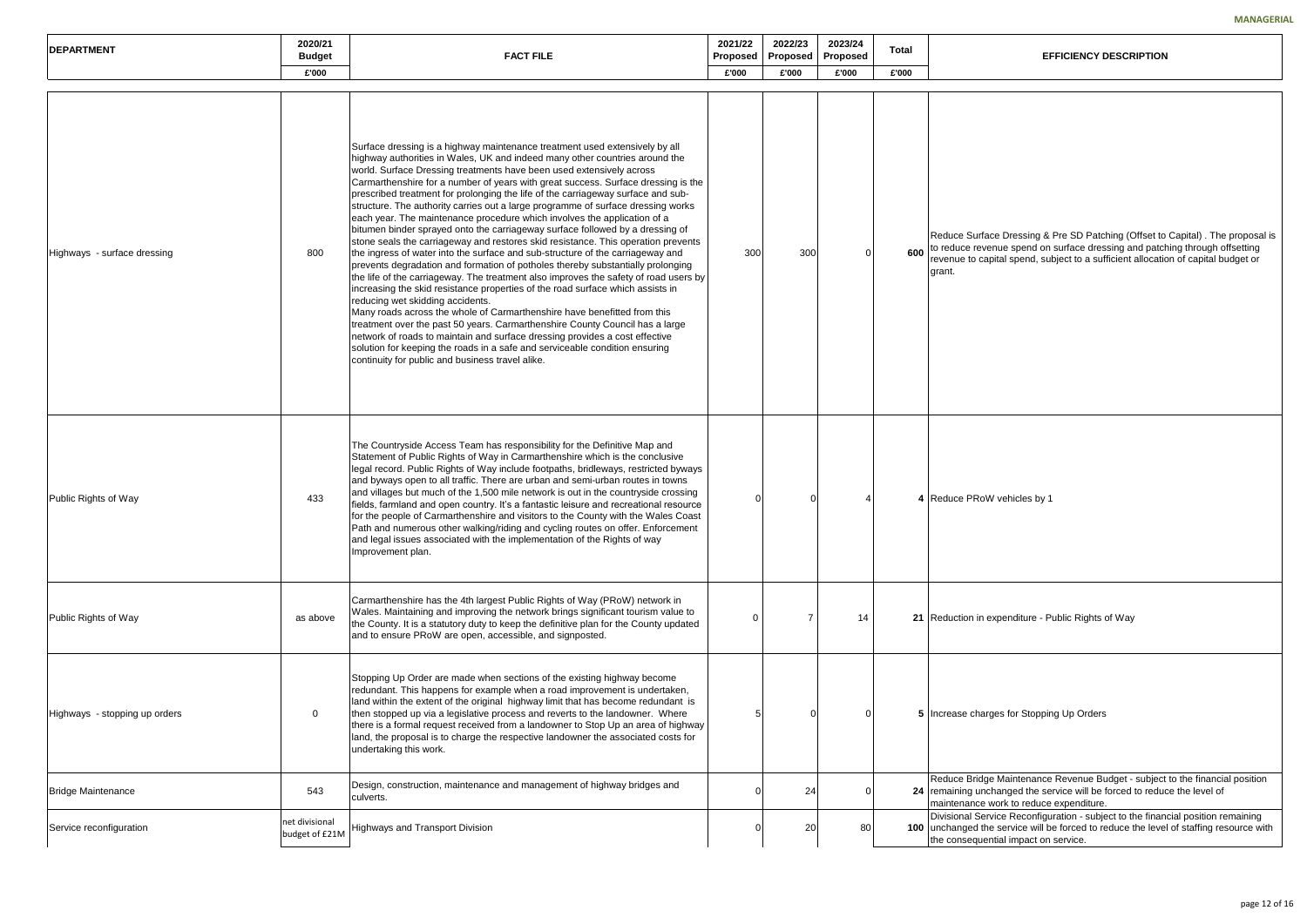**MANAGERIAL**

| DEPARTMENT | 2020/21 Budget £'000 | FACT FILE | 2021/22 Proposed £'000 | 2022/23 Proposed £'000 | 2023/24 Proposed £'000 | Total £'000 | EFFICIENCY DESCRIPTION |
|---|---|---|---|---|---|---|---|
| Highways - surface dressing | 800 | Surface dressing is a highway maintenance treatment used extensively by all highway authorities in Wales, UK and indeed many other countries around the world. Surface Dressing treatments have been used extensively across Carmarthenshire for a number of years with great success. Surface dressing is the prescribed treatment for prolonging the life of the carriageway surface and sub-structure. The authority carries out a large programme of surface dressing works each year. The maintenance procedure which involves the application of a bitumen binder sprayed onto the carriageway surface followed by a dressing of stone seals the carriageway and restores skid resistance. This operation prevents the ingress of water into the surface and sub-structure of the carriageway and prevents degradation and formation of potholes thereby substantially prolonging the life of the carriageway. The treatment also improves the safety of road users by increasing the skid resistance properties of the road surface which assists in reducing wet skidding accidents.<br>Many roads across the whole of Carmarthenshire have benefitted from this treatment over the past 50 years. Carmarthenshire County Council has a large network of roads to maintain and surface dressing provides a cost effective solution for keeping the roads in a safe and serviceable condition ensuring continuity for public and business travel alike. | 300 | 300 | 0 | **600** | Reduce Surface Dressing & Pre SD Patching (Offset to Capital) . The proposal is to reduce revenue spend on surface dressing and patching through offsetting revenue to capital spend, subject to a sufficient allocation of capital budget or grant. |
| Public Rights of Way | 433 | The Countryside Access Team has responsibility for the Definitive Map and Statement of Public Rights of Way in Carmarthenshire which is the conclusive legal record. Public Rights of Way include footpaths, bridleways, restricted byways and byways open to all traffic. There are urban and semi-urban routes in towns and villages but much of the 1,500 mile network is out in the countryside crossing fields, farmland and open country. It's a fantastic leisure and recreational resource for the people of Carmarthenshire and visitors to the County with the Wales Coast Path and numerous other walking/riding and cycling routes on offer. Enforcement and legal issues associated with the implementation of the Rights of way Improvement plan. | 0 | 0 | 4 | **4** | Reduce PRoW vehicles by 1 |
| Public Rights of Way | as above | Carmarthenshire has the 4th largest Public Rights of Way (PRoW) network in Wales. Maintaining and improving the network brings significant tourism value to the County. It is a statutory duty to keep the definitive plan for the County updated and to ensure PRoW are open, accessible, and signposted. | 0 | 7 | 14 | **21** | Reduction in expenditure - Public Rights of Way |
| Highways - stopping up orders | 0 | Stopping Up Order are made when sections of the existing highway become redundant. This happens for example when a road improvement is undertaken, land within the extent of the original highway limit that has become redundant is then stopped up via a legislative process and reverts to the landowner. Where there is a formal request received from a landowner to Stop Up an area of highway land, the proposal is to charge the respective landowner the associated costs for undertaking this work. | 5 | 0 | 0 | **5** | Increase charges for Stopping Up Orders |
| Bridge Maintenance | 543 | Design, construction, maintenance and management of highway bridges and culverts. | 0 | 24 | 0 | **24** | Reduce Bridge Maintenance Revenue Budget - subject to the financial position remaining unchanged the service will be forced to reduce the level of maintenance work to reduce expenditure. |
| Service reconfiguration | net divisional budget of £21M | Highways and Transport Division | 0 | 20 | 80 | **100** | Divisional Service Reconfiguration - subject to the financial position remaining unchanged the service will be forced to reduce the level of staffing resource with the consequential impact on service. |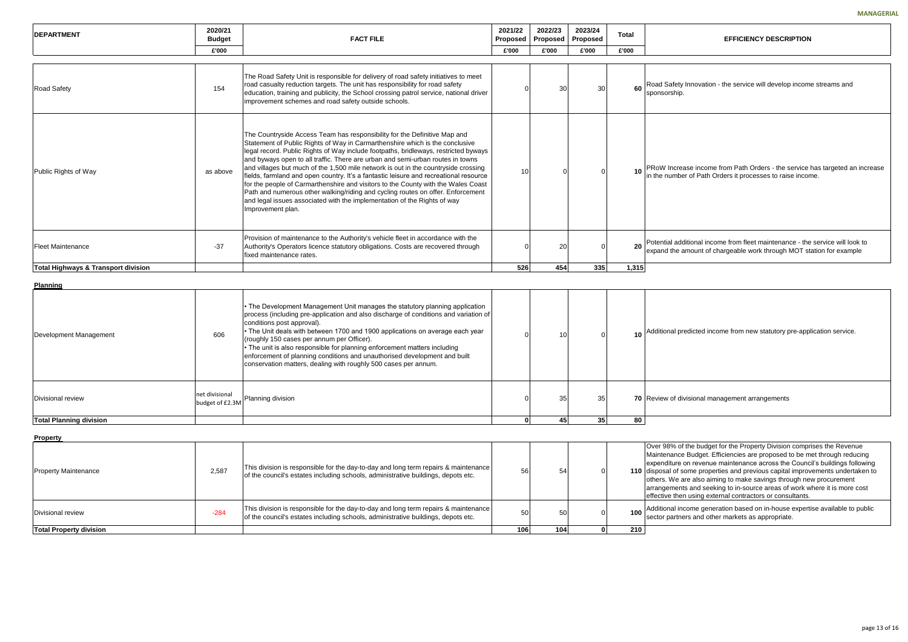**MANAGERIAL**

| DEPARTMENT | 2020/21 Budget £'000 | FACT FILE | 2021/22 Proposed £'000 | 2022/23 Proposed £'000 | 2023/24 Proposed £'000 | Total £'000 | EFFICIENCY DESCRIPTION |
|---|---|---|---|---|---|---|---|
| Road Safety | 154 | The Road Safety Unit is responsible for delivery of road safety initiatives to meet road casualty reduction targets. The unit has responsibility for road safety education, training and publicity, the School crossing patrol service, national driver improvement schemes and road safety outside schools. | 0 | 30 | 30 | 60 | Road Safety Innovation - the service will develop income streams and sponsorship. |
| Public Rights of Way | as above | The Countryside Access Team has responsibility for the Definitive Map and Statement of Public Rights of Way in Carmarthenshire which is the conclusive legal record. Public Rights of Way include footpaths, bridleways, restricted byways and byways open to all traffic. There are urban and semi-urban routes in towns and villages but much of the 1,500 mile network is out in the countryside crossing fields, farmland and open country. It's a fantastic leisure and recreational resource for the people of Carmarthenshire and visitors to the County with the Wales Coast Path and numerous other walking/riding and cycling routes on offer. Enforcement and legal issues associated with the implementation of the Rights of way Improvement plan. | 10 | 0 | 0 | 10 | PRoW Increase income from Path Orders - the service has targeted an increase in the number of Path Orders it processes to raise income. |
| Fleet Maintenance | -37 | Provision of maintenance to the Authority's vehicle fleet in accordance with the Authority's Operators licence statutory obligations. Costs are recovered through fixed maintenance rates. | 0 | 20 | 0 | 20 | Potential additional income from fleet maintenance - the service will look to expand the amount of chargeable work through MOT station for example |
| **Total Highways & Transport division** | | | 526 | 454 | 335 | 1,315 | |

**Planning**

| DEPARTMENT | 2020/21 Budget £'000 | FACT FILE | 2021/22 Proposed £'000 | 2022/23 Proposed £'000 | 2023/24 Proposed £'000 | Total £'000 | EFFICIENCY DESCRIPTION |
|---|---|---|---|---|---|---|---|
| Development Management | 606 | • The Development Management Unit manages the statutory planning application process (including pre-application and also discharge of conditions and variation of conditions post approval).<br>• The Unit deals with between 1700 and 1900 applications on average each year (roughly 150 cases per annum per Officer).<br>• The unit is also responsible for planning enforcement matters including enforcement of planning conditions and unauthorised development and built conservation matters, dealing with roughly 500 cases per annum. | 0 | 10 | 0 | 10 | Additional predicted income from new statutory pre-application service. |
| Divisional review | net divisional budget of £2.3M | Planning division | 0 | 35 | 35 | 70 | Review of divisional management arrangements |
| **Total Planning division** | | | 0 | 45 | 35 | 80 | |

**Property**

| DEPARTMENT | 2020/21 Budget £'000 | FACT FILE | 2021/22 Proposed £'000 | 2022/23 Proposed £'000 | 2023/24 Proposed £'000 | Total £'000 | EFFICIENCY DESCRIPTION |
|---|---|---|---|---|---|---|---|
| Property Maintenance | 2,587 | This division is responsible for the day-to-day and long term repairs & maintenance of the council's estates including schools, administrative buildings, depots etc. | 56 | 54 | | 110 | Over 98% of the budget for the Property Division comprises the Revenue Maintenance Budget. Efficiencies are proposed to be met through reducing expenditure on revenue maintenance across the Council's buildings following disposal of some properties and previous capital improvements undertaken to others. We are also aiming to make savings through new procurement arrangements and seeking to in-source areas of work where it is more cost effective then using external contractors or consultants. |
| Divisional review | -284 | This division is responsible for the day-to-day and long term repairs & maintenance of the council's estates including schools, administrative buildings, depots etc. | 50 | 50 | 0 | 100 | Additional income generation based on in-house expertise available to public sector partners and other markets as appropriate. |
| **Total Property division** | | | 106 | 104 | 0 | 210 | |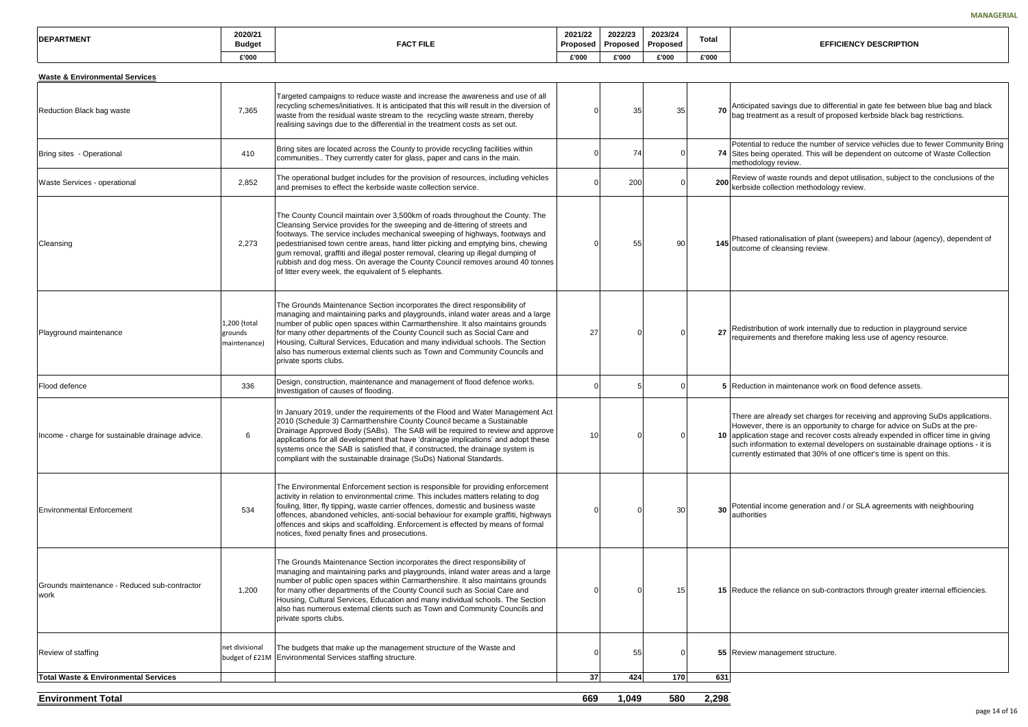**MANAGERIAL**

| DEPARTMENT | 2020/21 Budget £'000 | FACT FILE | 2021/22 Proposed £'000 | 2022/23 Proposed £'000 | 2023/24 Proposed £'000 | Total £'000 | EFFICIENCY DESCRIPTION |
|---|---|---|---|---|---|---|---|
| **Waste & Environmental Services** | | | | | | | |
| Reduction Black bag waste | 7,365 | Targeted campaigns to reduce waste and increase the awareness and use of all recycling schemes/initiatives. It is anticipated that this will result in the diversion of waste from the residual waste stream to the recycling waste stream, thereby realising savings due to the differential in the treatment costs as set out. | 0 | 35 | 35 | **70** | Anticipated savings due to differential in gate fee between blue bag and black bag treatment as a result of proposed kerbside black bag restrictions. |
| Bring sites - Operational | 410 | Bring sites are located across the County to provide recycling facilities within communities.. They currently cater for glass, paper and cans in the main. | 0 | 74 | 0 | **74** | Potential to reduce the number of service vehicles due to fewer Community Bring Sites being operated. This will be dependent on outcome of Waste Collection methodology review. |
| Waste Services - operational | 2,852 | The operational budget includes for the provision of resources, including vehicles and premises to effect the kerbside waste collection service. | 0 | 200 | 0 | **200** | Review of waste rounds and depot utilisation, subject to the conclusions of the kerbside collection methodology review. |
| Cleansing | 2,273 | The County Council maintain over 3,500km of roads throughout the County. The Cleansing Service provides for the sweeping and de-littering of streets and footways. The service includes mechanical sweeping of highways, footways and pedestrianised town centre areas, hand litter picking and emptying bins, chewing gum removal, graffiti and illegal poster removal, clearing up illegal dumping of rubbish and dog mess. On average the County Council removes around 40 tonnes of litter every week, the equivalent of 5 elephants. | 0 | 55 | 90 | **145** | Phased rationalisation of plant (sweepers) and labour (agency), dependent of outcome of cleansing review. |
| Playground maintenance | 1,200 (total grounds maintenance) | The Grounds Maintenance Section incorporates the direct responsibility of managing and maintaining parks and playgrounds, inland water areas and a large number of public open spaces within Carmarthenshire. It also maintains grounds for many other departments of the County Council such as Social Care and Housing, Cultural Services, Education and many individual schools. The Section also has numerous external clients such as Town and Community Councils and private sports clubs. | 27 | 0 | 0 | **27** | Redistribution of work internally due to reduction in playground service requirements and therefore making less use of agency resource. |
| Flood defence | 336 | Design, construction, maintenance and management of flood defence works. Investigation of causes of flooding. | 0 | 5 | 0 | **5** | Reduction in maintenance work on flood defence assets. |
| Income - charge for sustainable drainage advice. | 6 | In January 2019, under the requirements of the Flood and Water Management Act 2010 (Schedule 3) Carmarthenshire County Council became a Sustainable Drainage Approved Body (SABs). The SAB will be required to review and approve applications for all development that have 'drainage implications' and adopt these systems once the SAB is satisfied that, if constructed, the drainage system is compliant with the sustainable drainage (SuDs) National Standards. | 10 | 0 | 0 | **10** | There are already set charges for receiving and approving SuDs applications. However, there is an opportunity to charge for advice on SuDs at the pre-application stage and recover costs already expended in officer time in giving such information to external developers on sustainable drainage options - it is currently estimated that 30% of one officer's time is spent on this. |
| Environmental Enforcement | 534 | The Environmental Enforcement section is responsible for providing enforcement activity in relation to environmental crime. This includes matters relating to dog fouling, litter, fly tipping, waste carrier offences, domestic and business waste offences, abandoned vehicles, anti-social behaviour for example graffiti, highways offences and skips and scaffolding. Enforcement is effected by means of formal notices, fixed penalty fines and prosecutions. | 0 | 0 | 30 | **30** | Potential income generation and / or SLA agreements with neighbouring authorities |
| Grounds maintenance - Reduced sub-contractor work | 1,200 | The Grounds Maintenance Section incorporates the direct responsibility of managing and maintaining parks and playgrounds, inland water areas and a large number of public open spaces within Carmarthenshire. It also maintains grounds for many other departments of the County Council such as Social Care and Housing, Cultural Services, Education and many individual schools. The Section also has numerous external clients such as Town and Community Councils and private sports clubs. | 0 | 0 | 15 | **15** | Reduce the reliance on sub-contractors through greater internal efficiencies. |
| Review of staffing | net divisional budget of £21M | The budgets that make up the management structure of the Waste and Environmental Services staffing structure. | 0 | 55 | 0 | **55** | Review management structure. |
| **Total Waste & Environmental Services** | | | **37** | **424** | **170** | **631** | |
| **Environment Total** | | | **669** | **1,049** | **580** | **2,298** | |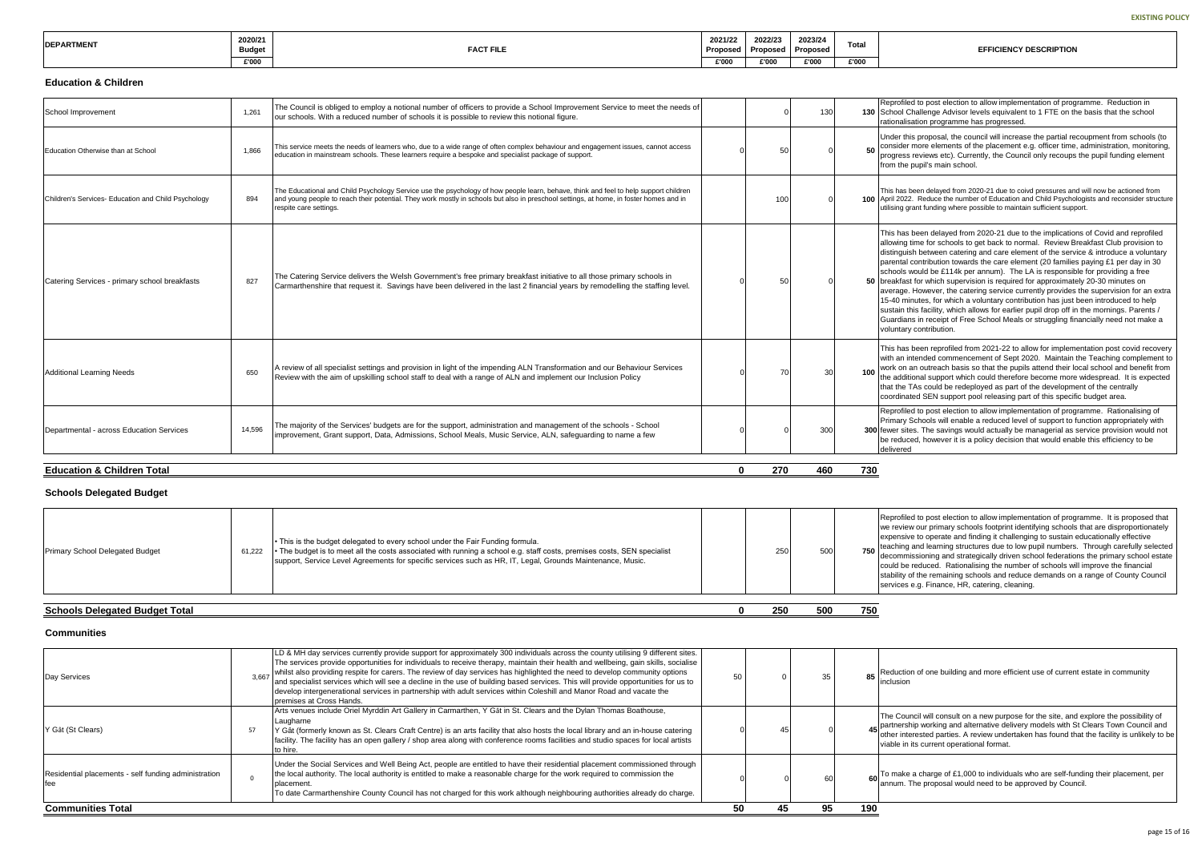EXISTING POLICY

| DEPARTMENT | 2020/21 Budget £'000 | FACT FILE | 2021/22 Proposed £'000 | 2022/23 Proposed £'000 | 2023/24 Proposed £'000 | Total £'000 | EFFICIENCY DESCRIPTION |
|---|---|---|---|---|---|---|---|

## Education & Children

| DEPARTMENT | 2020/21 Budget £'000 | FACT FILE | 2021/22 Proposed £'000 | 2022/23 Proposed £'000 | 2023/24 Proposed £'000 | Total £'000 | EFFICIENCY DESCRIPTION |
|---|---|---|---|---|---|---|---|
| School Improvement | 1,261 | The Council is obliged to employ a notional number of officers to provide a School Improvement Service to meet the needs of our schools. With a reduced number of schools it is possible to review this notional figure. | | 0 | 130 | 130 | Reprofiled to post election to allow implementation of programme. Reduction in School Challenge Advisor levels equivalent to 1 FTE on the basis that the school rationalisation programme has progressed. |
| Education Otherwise than at School | 1,866 | This service meets the needs of learners who, due to a wide range of often complex behaviour and engagement issues, cannot access education in mainstream schools. These learners require a bespoke and specialist package of support. | 0 | 50 | 0 | 50 | Under this proposal, the council will increase the partial recoupment from schools (to consider more elements of the placement e.g. officer time, administration, monitoring, progress reviews etc). Currently, the Council only recoups the pupil funding element from the pupil's main school. |
| Children's Services- Education and Child Psychology | 894 | The Educational and Child Psychology Service use the psychology of how people learn, behave, think and feel to help support children and young people to reach their potential. They work mostly in schools but also in preschool settings, at home, in foster homes and in respite care settings. | | 100 | 0 | 100 | This has been delayed from 2020-21 due to coivd pressures and will now be actioned from April 2022. Reduce the number of Education and Child Psychologists and reconsider structure utilising grant funding where possible to maintain sufficient support. |
| Catering Services - primary school breakfasts | 827 | The Catering Service delivers the Welsh Government's free primary breakfast initiative to all those primary schools in Carmarthenshire that request it. Savings have been delivered in the last 2 financial years by remodelling the staffing level. | 0 | 50 | 0 | 50 | This has been delayed from 2020-21 due to the implications of Covid and reprofiled allowing time for schools to get back to normal. Review Breakfast Club provision to distinguish between catering and care element of the service & introduce a voluntary parental contribution towards the care element (20 families paying £1 per day in 30 schools would be £114k per annum). The LA is responsible for providing a free breakfast for which supervision is required for approximately 20-30 minutes on average. However, the catering service currently provides the supervision for an extra 15-40 minutes, for which a voluntary contribution has just been introduced to help sustain this facility, which allows for earlier pupil drop off in the mornings. Parents / Guardians in receipt of Free School Meals or struggling financially need not make a voluntary contribution. |
| Additional Learning Needs | 650 | A review of all specialist settings and provision in light of the impending ALN Transformation and our Behaviour Services Review with the aim of upskilling school staff to deal with a range of ALN and implement our Inclusion Policy | 0 | 70 | 30 | 100 | This has been reprofiled from 2021-22 to allow for implementation post covid recovery with an intended commencement of Sept 2020. Maintain the Teaching complement to work on an outreach basis so that the pupils attend their local school and benefit from the additional support which could therefore become more widespread. It is expected that the TAs could be redeployed as part of the development of the centrally coordinated SEN support pool releasing part of this specific budget area. |
| Departmental - across Education Services | 14,596 | The majority of the Services' budgets are for the support, administration and management of the schools - School improvement, Grant support, Data, Admissions, School Meals, Music Service, ALN, safeguarding to name a few | 0 | 0 | 300 | 300 | Reprofiled to post election to allow implementation of programme. Rationalising of Primary Schools will enable a reduced level of support to function appropriately with fewer sites. The savings would actually be managerial as service provision would not be reduced, however it is a policy decision that would enable this efficiency to be delivered |
| **Education & Children Total** | | | **0** | **270** | **460** | **730** | |

## Schools Delegated Budget

| DEPARTMENT | 2020/21 Budget £'000 | FACT FILE | 2021/22 Proposed £'000 | 2022/23 Proposed £'000 | 2023/24 Proposed £'000 | Total £'000 | EFFICIENCY DESCRIPTION |
|---|---|---|---|---|---|---|---|
| Primary School Delegated Budget | 61,222 | • This is the budget delegated to every school under the Fair Funding formula.<br>• The budget is to meet all the costs associated with running a school e.g. staff costs, premises costs, SEN specialist support, Service Level Agreements for specific services such as HR, IT, Legal, Grounds Maintenance, Music. | | 250 | 500 | 750 | Reprofiled to post election to allow implementation of programme. It is proposed that we review our primary schools footprint identifying schools that are disproportionately expensive to operate and finding it challenging to sustain educationally effective teaching and learning structures due to low pupil numbers. Through carefully selected decommissioning and strategically driven school federations the primary school estate could be reduced. Rationalising the number of schools will improve the financial stability of the remaining schools and reduce demands on a range of County Council services e.g. Finance, HR, catering, cleaning. |
| **Schools Delegated Budget Total** | | | **0** | **250** | **500** | **750** | |

## Communities

| DEPARTMENT | 2020/21 Budget £'000 | FACT FILE | 2021/22 Proposed £'000 | 2022/23 Proposed £'000 | 2023/24 Proposed £'000 | Total £'000 | EFFICIENCY DESCRIPTION |
|---|---|---|---|---|---|---|---|
| Day Services | 3,667 | LD & MH day services currently provide support for approximately 300 individuals across the county utilising 9 different sites. The services provide opportunities for individuals to receive therapy, maintain their health and wellbeing, gain skills, socialise whilst also providing respite for carers. The review of day services has highlighted the need to develop community options and specialist services which will see a decline in the use of building based services. This will provide opportunities for us to develop intergenerational services in partnership with adult services within Coleshill and Manor Road and vacate the premises at Cross Hands. | 50 | 0 | 35 | 85 | Reduction of one building and more efficient use of current estate in community inclusion |
| Y Gât (St Clears) | 57 | Arts venues include Oriel Myrddin Art Gallery in Carmarthen, Y Gât in St. Clears and the Dylan Thomas Boathouse, Laugharne<br>Y Gât (formerly known as St. Clears Craft Centre) is an arts facility that also hosts the local library and an in-house catering facility. The facility has an open gallery / shop area along with conference rooms facilities and studio spaces for local artists to hire. | 0 | 45 | 0 | 45 | The Council will consult on a new purpose for the site, and explore the possibility of partnership working and alternative delivery models with St Clears Town Council and other interested parties. A review undertaken has found that the facility is unlikely to be viable in its current operational format. |
| Residential placements - self funding administration fee | 0 | Under the Social Services and Well Being Act, people are entitled to have their residential placement commissioned through the local authority. The local authority is entitled to make a reasonable charge for the work required to commission the placement.<br>To date Carmarthenshire County Council has not charged for this work although neighbouring authorities already do charge. | 0 | 0 | 60 | 60 | To make a charge of £1,000 to individuals who are self-funding their placement, per annum. The proposal would need to be approved by Council. |
| **Communities Total** | | | **50** | **45** | **95** | **190** | |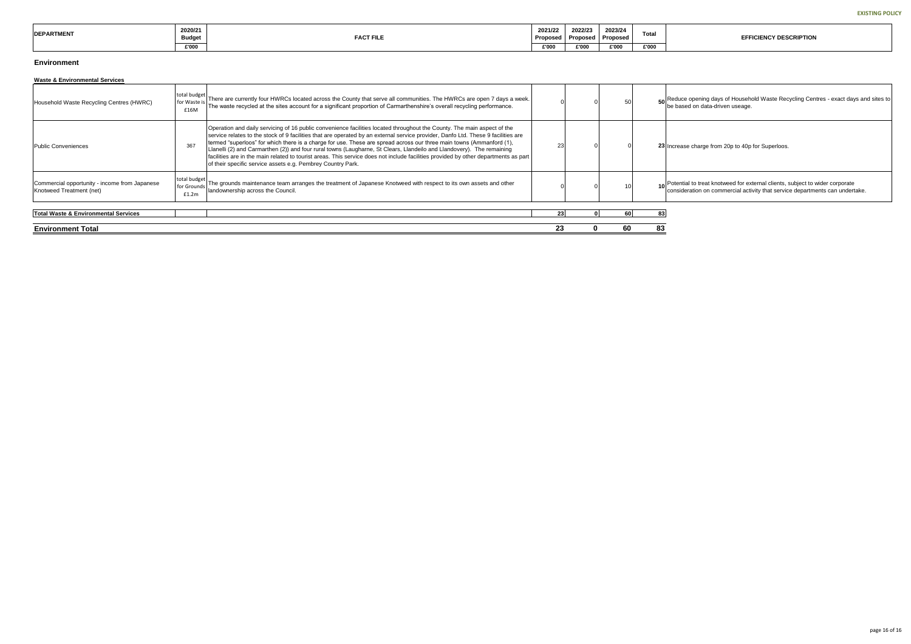EXISTING POLICY

| DEPARTMENT | 2020/21 Budget £'000 | FACT FILE | 2021/22 Proposed £'000 | 2022/23 Proposed £'000 | 2023/24 Proposed £'000 | Total £'000 | EFFICIENCY DESCRIPTION |
|---|---|---|---|---|---|---|---|
| **Environment** | | | | | | | |
| **Waste & Environmental Services** | | | | | | | |
| Household Waste Recycling Centres (HWRC) | total budget for Waste is £16M | There are currently four HWRCs located across the County that serve all communities. The HWRCs are open 7 days a week. The waste recycled at the sites account for a significant proportion of Carmarthenshire's overall recycling performance. | 0 | 0 | 50 | 50 | Reduce opening days of Household Waste Recycling Centres - exact days and sites to be based on data-driven useage. |
| Public Conveniences | 367 | Operation and daily servicing of 16 public convenience facilities located throughout the County. The main aspect of the service relates to the stock of 9 facilities that are operated by an external service provider, Danfo Ltd. These 9 facilities are termed "superloos" for which there is a charge for use. These are spread across our three main towns (Ammanford (1), Llanelli (2) and Carmarthen (2)) and four rural towns (Laugharne, St Clears, Llandeilo and Llandovery). The remaining facilities are in the main related to tourist areas. This service does not include facilities provided by other departments as part of their specific service assets e.g. Pembrey Country Park. | 23 | 0 | 0 | 23 | Increase charge from 20p to 40p for Superloos. |
| Commercial opportunity - income from Japanese Knotweed Treatment (net) | total budget for Grounds £1.2m | The grounds maintenance team arranges the treatment of Japanese Knotweed with respect to its own assets and other landownership across the Council. | 0 | 0 | 10 | 10 | Potential to treat knotweed for external clients, subject to wider corporate consideration on commercial activity that service departments can undertake. |
| **Total Waste & Environmental Services** | | | **23** | **0** | **60** | **83** | |
| **Environment Total** | | | **23** | **0** | **60** | **83** | |